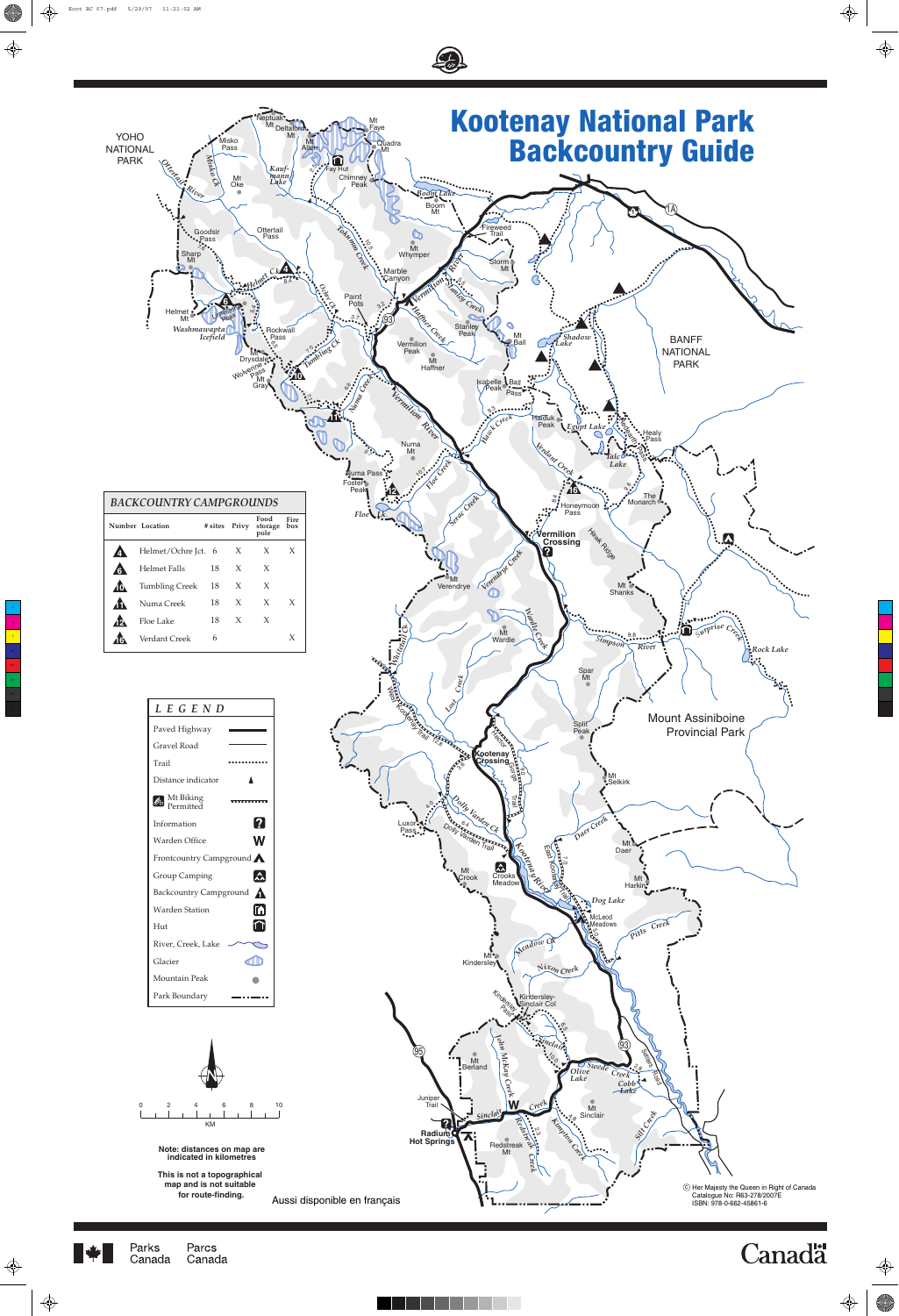# Kootenay National Park Backcountry Guide

## BACKCOUNTRY CAMPGROUNDS

| Number | Location | # sites | Privy | Food storage pole | Fire box |
|---|---|---|---|---|---|
| 4 | Helmet/Ochre Jct. | 6 | X | X | X |
| 6 | Helmet Falls | 18 | X | X | |
| 10 | Tumbling Creek | 18 | X | X | |
| 11 | Numa Creek | 18 | X | X | X |
| 12 | Floe Lake | 18 | X | X | |
| 16 | Verdant Creek | 6 | | | X |

## LEGEND

- Paved Highway
- Gravel Road
- Trail
- Distance indicator
- Mt Biking Permitted
- Information
- Warden Office
- Frontcountry Campground
- Group Camping
- Backcountry Campground
- Warden Station
- Hut
- River, Creek, Lake
- Glacier
- Mountain Peak
- Park Boundary

0 2 4 6 8 10
KM

**Note: distances on map are indicated in kilometres**

**This is not a topographical map and is not suitable for route-finding.**

Aussi disponible en français

© Her Majesty the Queen in Right of Canada
Catalogue No: R63-278/2007E
ISBN: 978-0-662-45861-6

Parks Canada Parcs Canada

Canada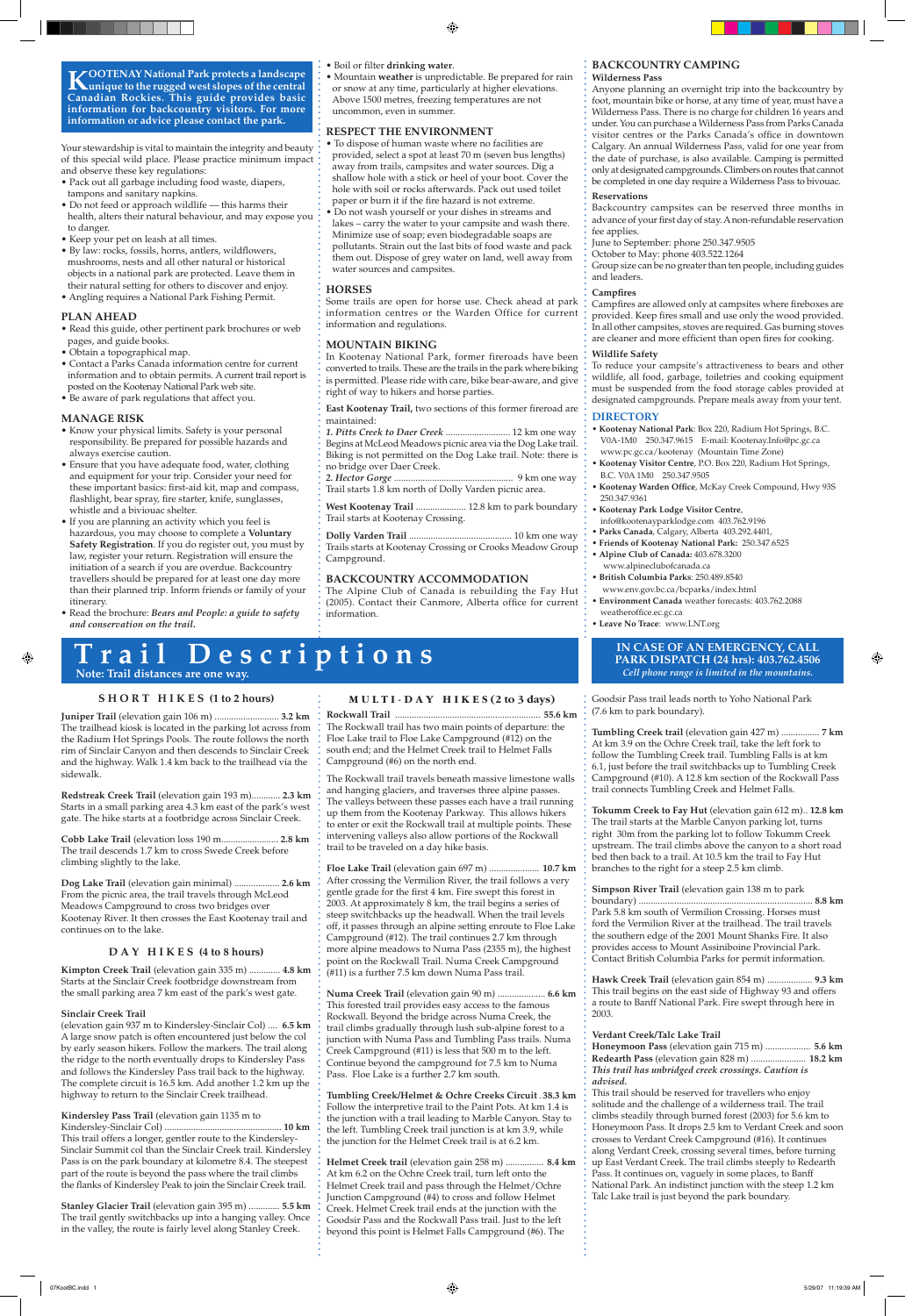**KOOTENAY National Park protects a landscape unique to the rugged west slopes of the central Canadian Rockies. This guide provides basic information for backcountry visitors. For more information or advice please contact the park.**

Your stewardship is vital to maintain the integrity and beauty of this special wild place. Please practice minimum impact and observe these key regulations:

- Pack out all garbage including food waste, diapers, tampons and sanitary napkins.
- Do not feed or approach wildlife — this harms their health, alters their natural behaviour, and may expose you to danger.
- Keep your pet on leash at all times.
- By law: rocks, fossils, horns, antlers, wildflowers, mushrooms, nests and all other natural or historical objects in a national park are protected. Leave them in their natural setting for others to discover and enjoy.
- Angling requires a National Park Fishing Permit.

## PLAN AHEAD

- Read this guide, other pertinent park brochures or web pages, and guide books.
- Obtain a topographical map.
- Contact a Parks Canada information centre for current information and to obtain permits. A current trail report is posted on the Kootenay National Park web site.
- Be aware of park regulations that affect you.

## MANAGE RISK

- Know your physical limits. Safety is your personal responsibility. Be prepared for possible hazards and always exercise caution.
- Ensure that you have adequate food, water, clothing and equipment for your trip. Consider your need for these important basics: first-aid kit, map and compass, flashlight, bear spray, fire starter, knife, sunglasses, whistle and a bivouac shelter.
- If you are planning an activity which you feel is hazardous, you may choose to complete a **Voluntary Safety Registration**. If you do register out, you must by law, register your return. Registration will ensure the initiation of a search if you are overdue. Backcountry travellers should be prepared for at least one day more than their planned trip. Inform friends or family of your itinerary.
- Read the brochure: ***Bears and People: a guide to safety and conservation on the trail.***
- Boil or filter **drinking water**.
- Mountain **weather** is unpredictable. Be prepared for rain or snow at any time, particularly at higher elevations. Above 1500 metres, freezing temperatures are not uncommon, even in summer.

## RESPECT THE ENVIRONMENT

- To dispose of human waste where no facilities are provided, select a spot at least 70 m (seven bus lengths) away from trails, campsites and water sources. Dig a shallow hole with a stick or heel of your boot. Cover the hole with soil or rocks afterwards. Pack out used toilet paper or burn it if the fire hazard is not extreme.
- Do not wash yourself or your dishes in streams and lakes – carry the water to your campsite and wash there. Minimize use of soap; even biodegradable soaps are pollutants. Strain out the last bits of food waste and pack them out. Dispose of grey water on land, well away from water sources and campsites.

## HORSES

Some trails are open for horse use. Check ahead at park information centres or the Warden Office for current information and regulations.

## MOUNTAIN BIKING

In Kootenay National Park, former fireroads have been converted to trails. These are the trails in the park where biking is permitted. Please ride with care, bike bear-aware, and give right of way to hikers and horse parties.

**East Kootenay Trail,** two sections of this former fireroad are maintained:

***1. Pitts Creek to Daer Creek*** ........................... 12 km one way
Begins at McLeod Meadows picnic area via the Dog Lake trail. Biking is not permitted on the Dog Lake trail. Note: there is no bridge over Daer Creek.

***2. Hector Gorge*** ................................................... 9 km one way
Trail starts 1.8 km north of Dolly Varden picnic area.

**West Kootenay Trail** ..................... 12.8 km to park boundary
Trail starts at Kootenay Crossing.

**Dolly Varden Trail** ........................................... 10 km one way
Trails starts at Kootenay Crossing or Crooks Meadow Group Campground.

## BACKCOUNTRY ACCOMMODATION

The Alpine Club of Canada is rebuilding the Fay Hut (2005). Contact their Canmore, Alberta office for current information.

## BACKCOUNTRY CAMPING

### Wilderness Pass

Anyone planning an overnight trip into the backcountry by foot, mountain bike or horse, at any time of year, must have a Wilderness Pass. There is no charge for children 16 years and under. You can purchase a Wilderness Pass from Parks Canada visitor centres or the Parks Canada's office in downtown Calgary. An annual Wilderness Pass, valid for one year from the date of purchase, is also available. Camping is permitted only at designated campgrounds. Climbers on routes that cannot be completed in one day require a Wilderness Pass to bivouac.

### Reservations

Backcountry campsites can be reserved three months in advance of your first day of stay. A non-refundable reservation fee applies.
June to September: phone 250.347.9505
October to May: phone 403.522.1264
Group size can be no greater than ten people, including guides and leaders.

### Campfires

Campfires are allowed only at campsites where fireboxes are provided. Keep fires small and use only the wood provided. In all other campsites, stoves are required. Gas burning stoves are cleaner and more efficient than open fires for cooking.

### Wildlife Safety

To reduce your campsite's attractiveness to bears and other wildlife, all food, garbage, toiletries and cooking equipment must be suspended from the food storage cables provided at designated campgrounds. Prepare meals away from your tent.

## DIRECTORY

- **Kootenay National Park**: Box 220, Radium Hot Springs, B.C. V0A-1M0 250.347.9615 E-mail: Kootenay.Info@pc.gc.ca www.pc.gc.ca/kootenay (Mountain Time Zone)
- **Kootenay Visitor Centre**, P.O. Box 220, Radium Hot Springs, B.C. V0A 1M0 250.347.9505
- **Kootenay Warden Office**, McKay Creek Compound, Hwy 93S 250.347.9361
- **Kootenay Park Lodge Visitor Centre**, info@kootenayparklodge.com 403.762.9196
- **Parks Canada**, Calgary, Alberta 403.292.4401,
- **Friends of Kootenay National Park:** 250.347.6525
- **Alpine Club of Canada:** 403.678.3200 www.alpineclubofcanada.ca
- **British Columbia Parks**: 250.489.8540 www.env.gov.bc.ca/bcparks/index.html
- **Environment Canada** weather forecasts: 403.762.2088 weatheroffice.ec.gc.ca
- **Leave No Trace**: www.LNT.org

**IN CASE OF AN EMERGENCY, CALL PARK DISPATCH (24 hrs): 403.762.4506**
*Cell phone range is limited in the mountains.*

# Trail Descriptions

**Note: Trail distances are one way.**

## SHORT HIKES (1 to 2 hours)

**Juniper Trail** (elevation gain 106 m) ........................... **3.2 km**
The trailhead kiosk is located in the parking lot across from the Radium Hot Springs Pools. The route follows the north rim of Sinclair Canyon and then descends to Sinclair Creek and the highway. Walk 1.4 km back to the trailhead via the sidewalk.

**Redstreak Creek Trail** (elevation gain 193 m)............ **2.3 km**
Starts in a small parking area 4.3 km east of the park's west gate. The hike starts at a footbridge across Sinclair Creek.

**Cobb Lake Trail** (elevation loss 190 m........................ **2.8 km**
The trail descends 1.7 km to cross Swede Creek before climbing slightly to the lake.

**Dog Lake Trail** (elevation gain minimal) ................... **2.6 km**
From the picnic area, the trail travels through McLeod Meadows Campground to cross two bridges over Kootenay River. It then crosses the East Kootenay trail and continues on to the lake.

## DAY HIKES (4 to 8 hours)

**Kimpton Creek Trail** (elevation gain 335 m) ............. **4.8 km**
Starts at the Sinclair Creek footbridge downstream from the small parking area 7 km east of the park's west gate.

**Sinclair Creek Trail**
(elevation gain 937 m to Kindersley-Sinclair Col) .... **6.5 km**
A large snow patch is often encountered just below the col by early season hikers. Follow the markers. The trail along the ridge to the north eventually drops to Kindersley Pass and follows the Kindersley Pass trail back to the highway. The complete circuit is 16.5 km. Add another 1.2 km up the highway to return to the Sinclair Creek trailhead.

**Kindersley Pass Trail** (elevation gain 1135 m to Kindersley-Sinclair Col) ................................................. **10 km**
This trail offers a longer, gentler route to the Kindersley-Sinclair Summit col than the Sinclair Creek trail. Kindersley Pass is on the park boundary at kilometre 8.4. The steepest part of the route is beyond the pass where the trail climbs the flanks of Kindersley Peak to join the Sinclair Creek trail.

**Stanley Glacier Trail** (elevation gain 395 m) ............. **5.5 km**
The trail gently switchbacks up into a hanging valley. Once in the valley, the route is fairly level along Stanley Creek.

## MULTI-DAY HIKES (2 to 3 days)

**Rockwall Trail** ............................................................. **55.6 km**
The Rockwall trail has two main points of departure: the Floe Lake trail to Floe Lake Campground (#12) on the south end; and the Helmet Creek trail to Helmet Falls Campground (#6) on the north end.

The Rockwall trail travels beneath massive limestone walls and hanging glaciers, and traverses three alpine passes. The valleys between these passes each have a trail running up them from the Kootenay Parkway. This allows hikers to enter or exit the Rockwall trail at multiple points. These intervening valleys also allow portions of the Rockwall trail to be traveled on a day hike basis.

**Floe Lake Trail** (elevation gain 697 m) ..................... **10.7 km**
After crossing the Vermilion River, the trail follows a very gentle grade for the first 4 km. Fire swept this forest in 2003. At approximately 8 km, the trail begins a series of steep switchbacks up the headwall. When the trail levels off, it passes through an alpine setting enroute to Floe Lake Campground (#12). The trail continues 2.7 km through more alpine meadows to Numa Pass (2355 m), the highest point on the Rockwall Trail. Numa Creek Campground (#11) is a further 7.5 km down Numa Pass trail.

**Numa Creek Trail** (elevation gain 90 m) .................... **6.6 km**
This forested trail provides easy access to the famous Rockwall. Beyond the bridge across Numa Creek, the trail climbs gradually through lush sub-alpine forest to a junction with Numa Pass and Tumbling Pass trails. Numa Creek Campground (#11) is less that 500 m to the left. Continue beyond the campground for 7.5 km to Numa Pass. Floe Lake is a further 2.7 km south.

**Tumbling Creek/Helmet & Ochre Creeks Circuit** . **38.3 km**
Follow the interpretive trail to the Paint Pots. At km 1.4 is the junction with a trail leading to Marble Canyon. Stay to the left. Tumbling Creek trail junction is at km 3.9, while the junction for the Helmet Creek trail is at 6.2 km.

**Helmet Creek trail** (elevation gain 258 m) ................ **8.4 km**
At km 6.2 on the Ochre Creek trail, turn left onto the Helmet Creek trail and pass through the Helmet/Ochre Junction Campground (#4) to cross and follow Helmet Creek. Helmet Creek trail ends at the junction with the Goodsir Pass and the Rockwall Pass trail. Just to the left beyond this point is Helmet Falls Campground (#6). The Goodsir Pass trail leads north to Yoho National Park (7.6 km to park boundary).

**Tumbling Creek trail** (elevation gain 427 m) ................ **7 km**
At km 3.9 on the Ochre Creek trail, take the left fork to follow the Tumbling Creek trail. Tumbling Falls is at km 6.1, just before the trail switchbacks up to Tumbling Creek Campground (#10). A 12.8 km section of the Rockwall Pass trail connects Tumbling Creek and Helmet Falls.

**Tokumm Creek to Fay Hut** (elevation gain 612 m).. **12.8 km**
The trail starts at the Marble Canyon parking lot, turns right 30m from the parking lot to follow Tokumm Creek upstream. The trail climbs above the canyon to a short road bed then back to a trail. At 10.5 km the trail to Fay Hut branches to the right for a steep 2.5 km climb.

**Simpson River Trail** (elevation gain 138 m to park boundary) ......................................................................... **8.8 km**
Park 5.8 km south of Vermilion Crossing. Horses must ford the Vermilion River at the trailhead. The trail travels the southern edge of the 2001 Mount Shanks Fire. It also provides access to Mount Assiniboine Provincial Park. Contact British Columbia Parks for permit information.

**Hawk Creek Trail** (elevation gain 854 m) ................... **9.3 km**
This trail begins on the east side of Highway 93 and offers a route to Banff National Park. Fire swept through here in 2003.

**Verdant Creek/Talc Lake Trail**
**Honeymoon Pass** (elevation gain 715 m) ................... **5.6 km**
**Redearth Pass** (elevation gain 828 m) ....................... **18.2 km**
***This trail has unbridged creek crossings. Caution is advised.***
This trail should be reserved for travellers who enjoy solitude and the challenge of a wilderness trail. The trail climbs steadily through burned forest (2003) for 5.6 km to Honeymoon Pass. It drops 2.5 km to Verdant Creek and soon crosses to Verdant Creek Campground (#16). It continues along Verdant Creek, crossing several times, before turning up East Verdant Creek. The trail climbs steeply to Redearth Pass. It continues on, vaguely in some places, to Banff National Park. An indistinct junction with the steep 1.2 km Talc Lake trail is just beyond the park boundary.